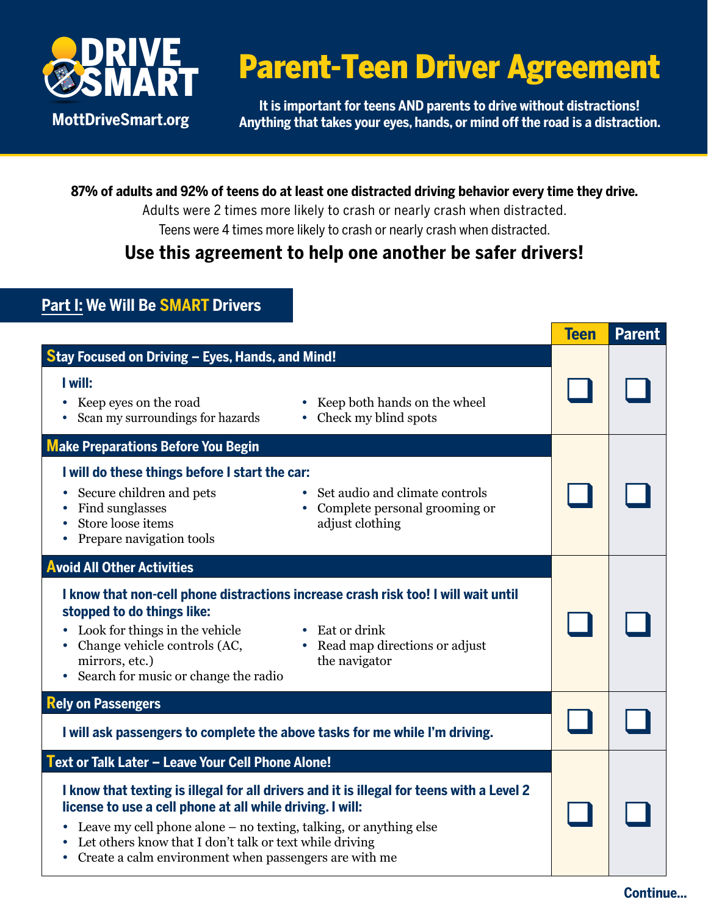DRIVE SMART

MottDriveSmart.org

# Parent-Teen Driver Agreement

**It is important for teens AND parents to drive without distractions! Anything that takes your eyes, hands, or mind off the road is a distraction.**

**87% of adults and 92% of teens do at least one distracted driving behavior every time they drive.**

Adults were 2 times more likely to crash or nearly crash when distracted.

Teens were 4 times more likely to crash or nearly crash when distracted.

**Use this agreement to help one another be safer drivers!**

## Part I: We Will Be SMART Drivers

| | Teen | Parent |
|---|---|---|
| **Stay Focused on Driving – Eyes, Hands, and Mind!**<br>**I will:**<br>• Keep eyes on the road<br>• Scan my surroundings for hazards<br>• Keep both hands on the wheel<br>• Check my blind spots | ☐ | ☐ |
| **Make Preparations Before You Begin**<br>**I will do these things before I start the car:**<br>• Secure children and pets<br>• Find sunglasses<br>• Store loose items<br>• Prepare navigation tools<br>• Set audio and climate controls<br>• Complete personal grooming or adjust clothing | ☐ | ☐ |
| **Avoid All Other Activities**<br>**I know that non-cell phone distractions increase crash risk too! I will wait until stopped to do things like:**<br>• Look for things in the vehicle<br>• Change vehicle controls (AC, mirrors, etc.)<br>• Search for music or change the radio<br>• Eat or drink<br>• Read map directions or adjust the navigator | ☐ | ☐ |
| **Rely on Passengers**<br>**I will ask passengers to complete the above tasks for me while I'm driving.** | ☐ | ☐ |
| **Text or Talk Later – Leave Your Cell Phone Alone!**<br>**I know that texting is illegal for all drivers and it is illegal for teens with a Level 2 license to use a cell phone at all while driving. I will:**<br>• Leave my cell phone alone – no texting, talking, or anything else<br>• Let others know that I don't talk or text while driving<br>• Create a calm environment when passengers are with me | ☐ | ☐ |

Continue...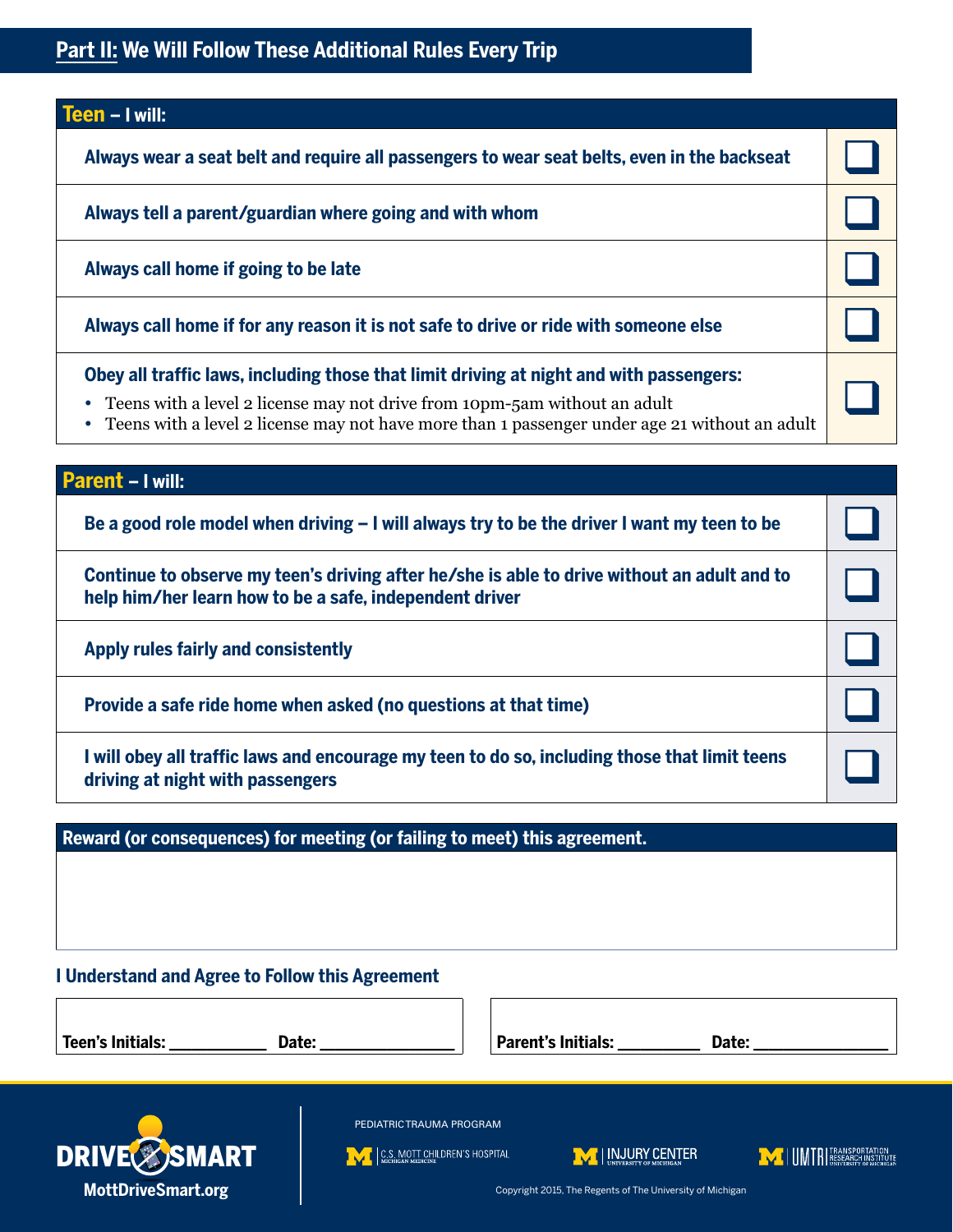## Part II: We Will Follow These Additional Rules Every Trip

| **Teen – I will:** | |
|---|---|
| **Always wear a seat belt and require all passengers to wear seat belts, even in the backseat** | ❑ |
| **Always tell a parent/guardian where going and with whom** | ❑ |
| **Always call home if going to be late** | ❑ |
| **Always call home if for any reason it is not safe to drive or ride with someone else** | ❑ |
| **Obey all traffic laws, including those that limit driving at night and with passengers:** • Teens with a level 2 license may not drive from 10pm-5am without an adult • Teens with a level 2 license may not have more than 1 passenger under age 21 without an adult | ❑ |

| **Parent – I will:** | |
|---|---|
| **Be a good role model when driving – I will always try to be the driver I want my teen to be** | ❑ |
| **Continue to observe my teen's driving after he/she is able to drive without an adult and to help him/her learn how to be a safe, independent driver** | ❑ |
| **Apply rules fairly and consistently** | ❑ |
| **Provide a safe ride home when asked (no questions at that time)** | ❑ |
| **I will obey all traffic laws and encourage my teen to do so, including those that limit teens driving at night with passengers** | ❑ |

**Reward (or consequences) for meeting (or failing to meet) this agreement.**

### I Understand and Agree to Follow this Agreement

**Teen's Initials:** ___________ **Date:** _______________

**Parent's Initials:** _________ **Date:** _______________

DRIVE SMART
MottDriveSmart.org

PEDIATRIC TRAUMA PROGRAM

C.S. MOTT CHILDREN'S HOSPITAL MICHIGAN MEDICINE | INJURY CENTER UNIVERSITY OF MICHIGAN | UMTRI TRANSPORTATION RESEARCH INSTITUTE UNIVERSITY OF MICHIGAN

Copyright 2015, The Regents of The University of Michigan